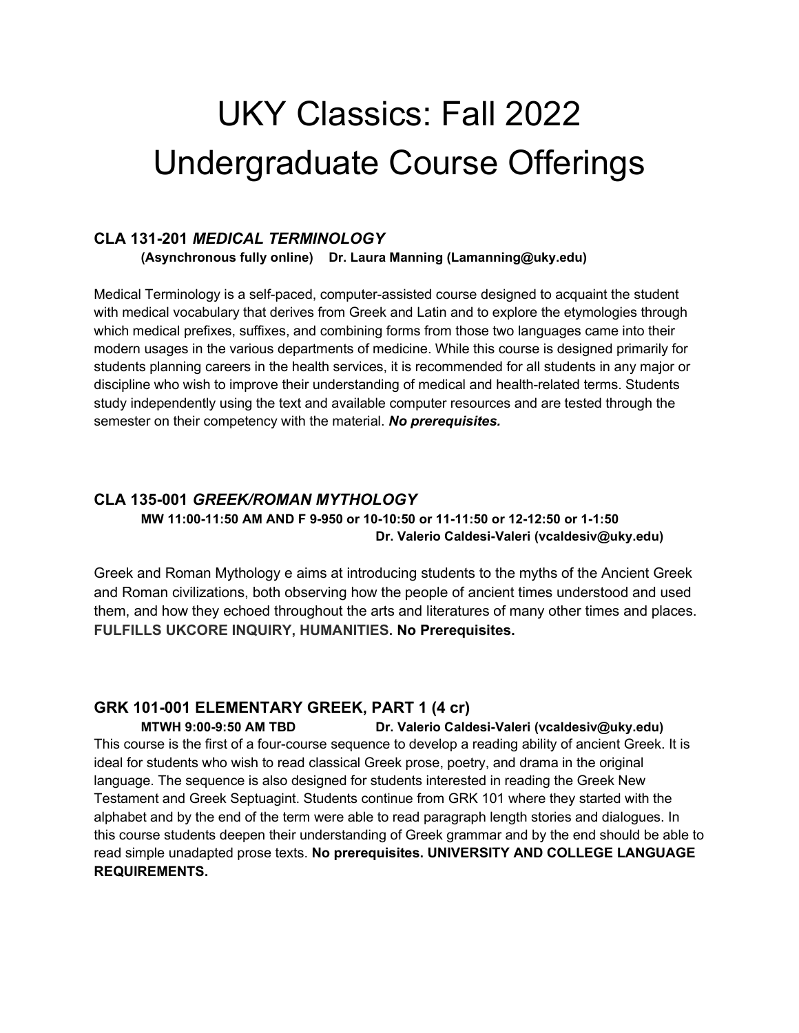# UKY Classics: Fall 2022 Undergraduate Course Offerings

### CLA 131-201 *MEDICAL TERMINOLOGY*

**(Asynchronous fully online) Dr. Laura Manning (Lamanning@uky.edu)**

Medical Terminology is a self-paced, computer-assisted course designed to acquaint the student with medical vocabulary that derives from Greek and Latin and to explore the etymologies through which medical prefixes, suffixes, and combining forms from those two languages came into their modern usages in the various departments of medicine. While this course is designed primarily for students planning careers in the health services, it is recommended for all students in any major or discipline who wish to improve their understanding of medical and health-related terms. Students study independently using the text and available computer resources and are tested through the semester on their competency with the material. ***No prerequisites.***

### CLA 135-001 *GREEK/ROMAN MYTHOLOGY*

**MW 11:00-11:50 AM AND F 9-950 or 10-10:50 or 11-11:50 or 12-12:50 or 1-1:50**
**Dr. Valerio Caldesi-Valeri (vcaldesiv@uky.edu)**

Greek and Roman Mythology e aims at introducing students to the myths of the Ancient Greek and Roman civilizations, both observing how the people of ancient times understood and used them, and how they echoed throughout the arts and literatures of many other times and places. **FULFILLS UKCORE INQUIRY, HUMANITIES. No Prerequisites.**

### GRK 101-001 ELEMENTARY GREEK, PART 1 (4 cr)

**MTWH 9:00-9:50 AM TBD Dr. Valerio Caldesi-Valeri (vcaldesiv@uky.edu)**

This course is the first of a four-course sequence to develop a reading ability of ancient Greek. It is ideal for students who wish to read classical Greek prose, poetry, and drama in the original language. The sequence is also designed for students interested in reading the Greek New Testament and Greek Septuagint. Students continue from GRK 101 where they started with the alphabet and by the end of the term were able to read paragraph length stories and dialogues. In this course students deepen their understanding of Greek grammar and by the end should be able to read simple unadapted prose texts. **No prerequisites. UNIVERSITY AND COLLEGE LANGUAGE REQUIREMENTS.**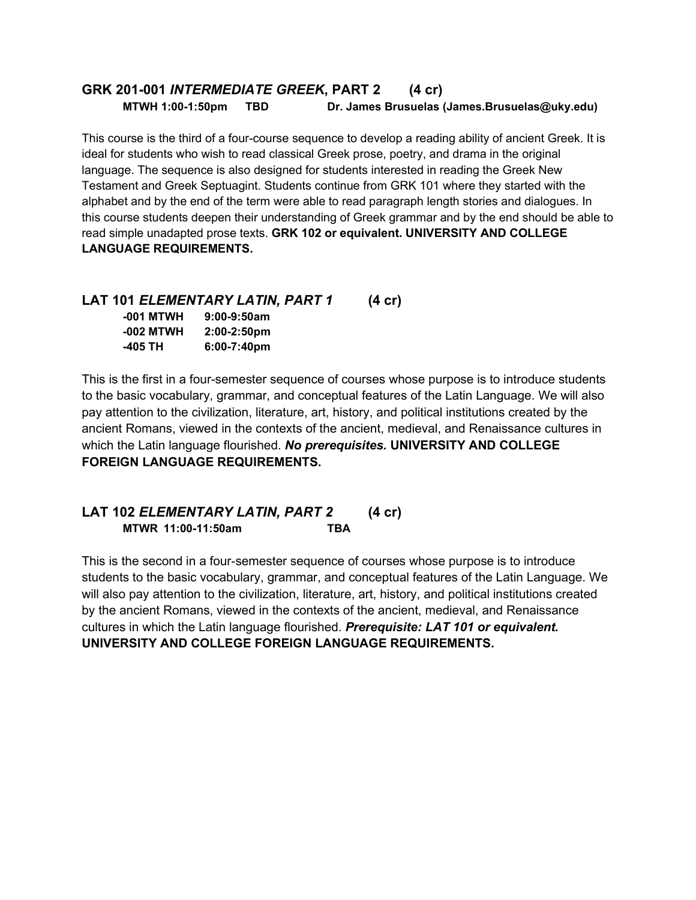## GRK 201-001 *INTERMEDIATE GREEK*, PART 2 (4 cr)

**MTWH 1:00-1:50pm TBD Dr. James Brusuelas (James.Brusuelas@uky.edu)**

This course is the third of a four-course sequence to develop a reading ability of ancient Greek. It is ideal for students who wish to read classical Greek prose, poetry, and drama in the original language. The sequence is also designed for students interested in reading the Greek New Testament and Greek Septuagint. Students continue from GRK 101 where they started with the alphabet and by the end of the term were able to read paragraph length stories and dialogues. In this course students deepen their understanding of Greek grammar and by the end should be able to read simple unadapted prose texts. **GRK 102 or equivalent. UNIVERSITY AND COLLEGE LANGUAGE REQUIREMENTS.**

## LAT 101 *ELEMENTARY LATIN, PART 1* (4 cr)

**-001 MTWH 9:00-9:50am**
**-002 MTWH 2:00-2:50pm**
**-405 TH 6:00-7:40pm**

This is the first in a four-semester sequence of courses whose purpose is to introduce students to the basic vocabulary, grammar, and conceptual features of the Latin Language. We will also pay attention to the civilization, literature, art, history, and political institutions created by the ancient Romans, viewed in the contexts of the ancient, medieval, and Renaissance cultures in which the Latin language flourished. ***No prerequisites.*** **UNIVERSITY AND COLLEGE FOREIGN LANGUAGE REQUIREMENTS.**

## LAT 102 *ELEMENTARY LATIN, PART 2* (4 cr)

**MTWR 11:00-11:50am TBA**

This is the second in a four-semester sequence of courses whose purpose is to introduce students to the basic vocabulary, grammar, and conceptual features of the Latin Language. We will also pay attention to the civilization, literature, art, history, and political institutions created by the ancient Romans, viewed in the contexts of the ancient, medieval, and Renaissance cultures in which the Latin language flourished. ***Prerequisite: LAT 101 or equivalent.*** **UNIVERSITY AND COLLEGE FOREIGN LANGUAGE REQUIREMENTS.**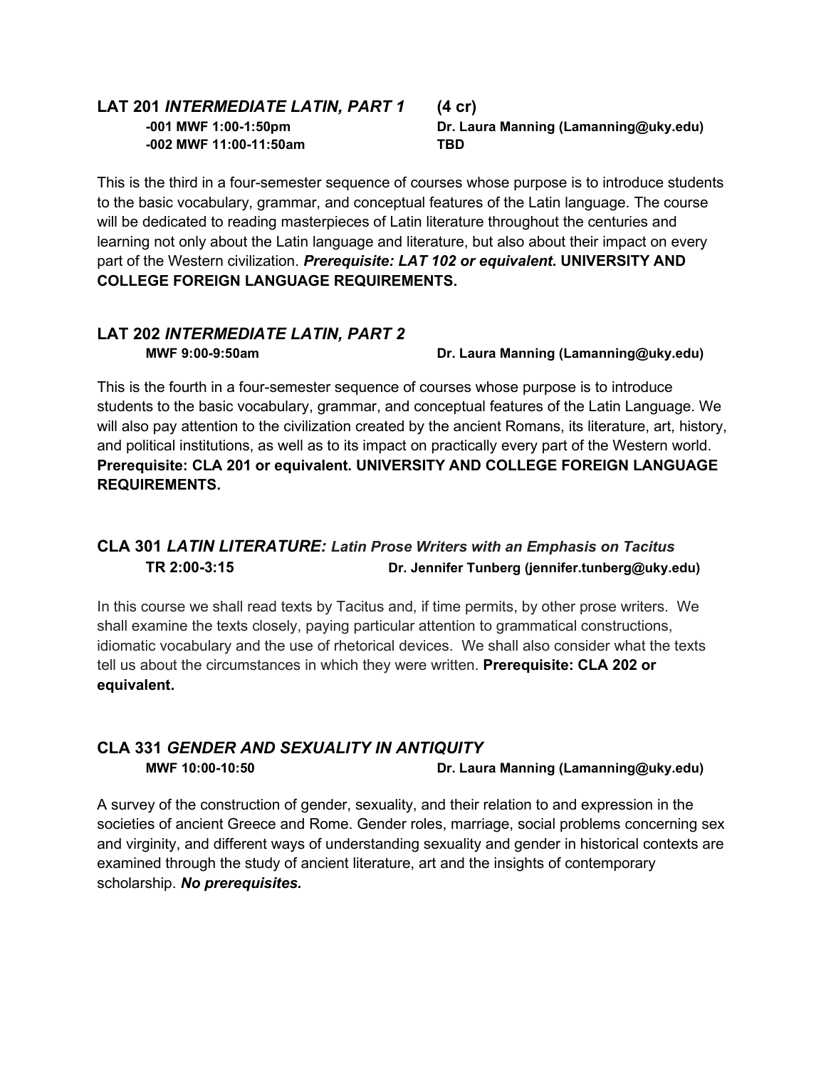## LAT 201 *INTERMEDIATE LATIN, PART 1* (4 cr)

**-001 MWF 1:00-1:50pm** — **Dr. Laura Manning (Lamanning@uky.edu)**
**-002 MWF 11:00-11:50am** — **TBD**

This is the third in a four-semester sequence of courses whose purpose is to introduce students to the basic vocabulary, grammar, and conceptual features of the Latin language. The course will be dedicated to reading masterpieces of Latin literature throughout the centuries and learning not only about the Latin language and literature, but also about their impact on every part of the Western civilization. ***Prerequisite: LAT 102 or equivalent*. UNIVERSITY AND COLLEGE FOREIGN LANGUAGE REQUIREMENTS.**

## LAT 202 *INTERMEDIATE LATIN, PART 2*

**MWF 9:00-9:50am** — **Dr. Laura Manning (Lamanning@uky.edu)**

This is the fourth in a four-semester sequence of courses whose purpose is to introduce students to the basic vocabulary, grammar, and conceptual features of the Latin Language. We will also pay attention to the civilization created by the ancient Romans, its literature, art, history, and political institutions, as well as to its impact on practically every part of the Western world. **Prerequisite: CLA 201 or equivalent. UNIVERSITY AND COLLEGE FOREIGN LANGUAGE REQUIREMENTS.**

## CLA 301 *LATIN LITERATURE: Latin Prose Writers with an Emphasis on Tacitus*

**TR 2:00-3:15** — **Dr. Jennifer Tunberg (jennifer.tunberg@uky.edu)**

In this course we shall read texts by Tacitus and, if time permits, by other prose writers. We shall examine the texts closely, paying particular attention to grammatical constructions, idiomatic vocabulary and the use of rhetorical devices. We shall also consider what the texts tell us about the circumstances in which they were written. **Prerequisite: CLA 202 or equivalent.**

## CLA 331 *GENDER AND SEXUALITY IN ANTIQUITY*

**MWF 10:00-10:50** — **Dr. Laura Manning (Lamanning@uky.edu)**

A survey of the construction of gender, sexuality, and their relation to and expression in the societies of ancient Greece and Rome. Gender roles, marriage, social problems concerning sex and virginity, and different ways of understanding sexuality and gender in historical contexts are examined through the study of ancient literature, art and the insights of contemporary scholarship. ***No prerequisites.***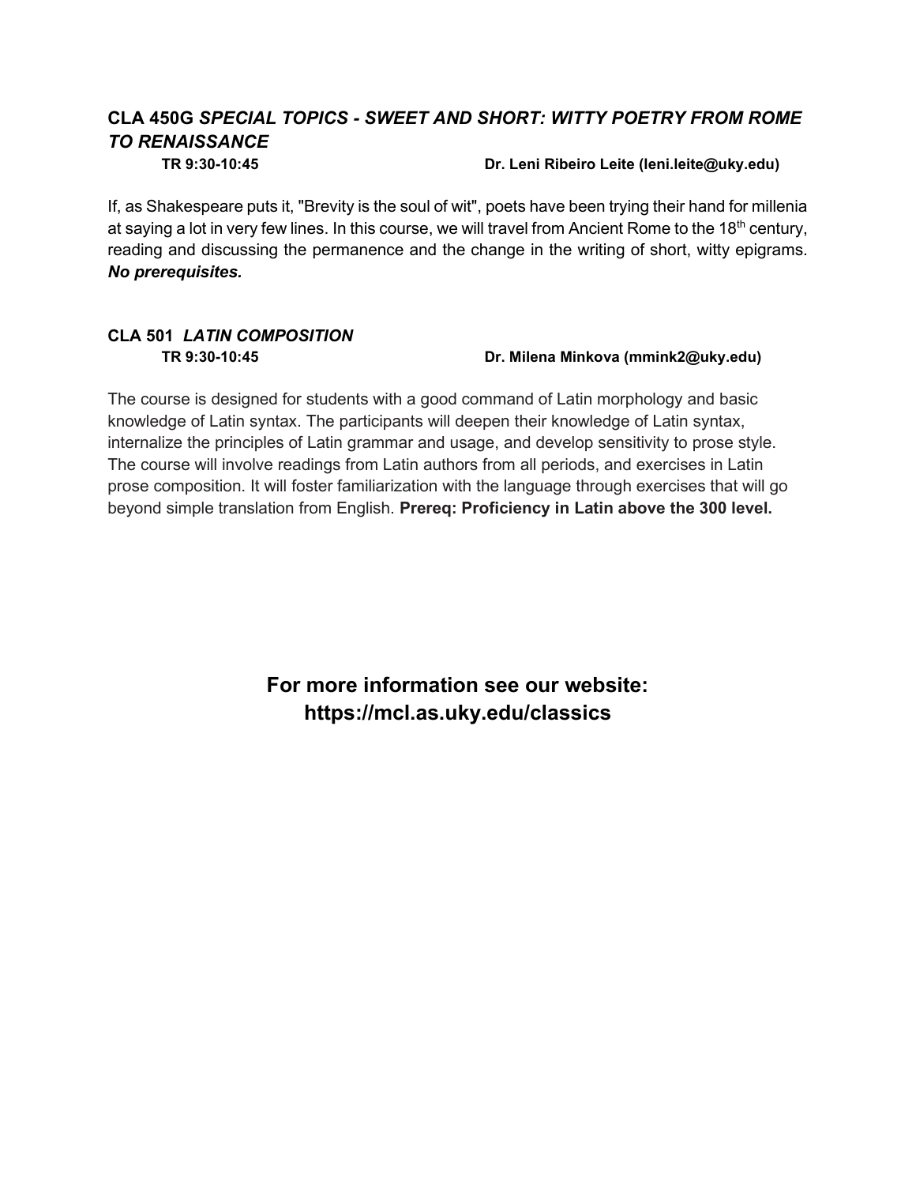### CLA 450G *SPECIAL TOPICS - SWEET AND SHORT: WITTY POETRY FROM ROME TO RENAISSANCE*

**TR 9:30-10:45** **Dr. Leni Ribeiro Leite (leni.leite@uky.edu)**

If, as Shakespeare puts it, "Brevity is the soul of wit", poets have been trying their hand for millenia at saying a lot in very few lines. In this course, we will travel from Ancient Rome to the 18th century, reading and discussing the permanence and the change in the writing of short, witty epigrams. ***No prerequisites.***

### CLA 501 *LATIN COMPOSITION*

**TR 9:30-10:45** **Dr. Milena Minkova (mmink2@uky.edu)**

The course is designed for students with a good command of Latin morphology and basic knowledge of Latin syntax. The participants will deepen their knowledge of Latin syntax, internalize the principles of Latin grammar and usage, and develop sensitivity to prose style. The course will involve readings from Latin authors from all periods, and exercises in Latin prose composition. It will foster familiarization with the language through exercises that will go beyond simple translation from English. **Prereq: Proficiency in Latin above the 300 level.**

**For more information see our website:**
**https://mcl.as.uky.edu/classics**